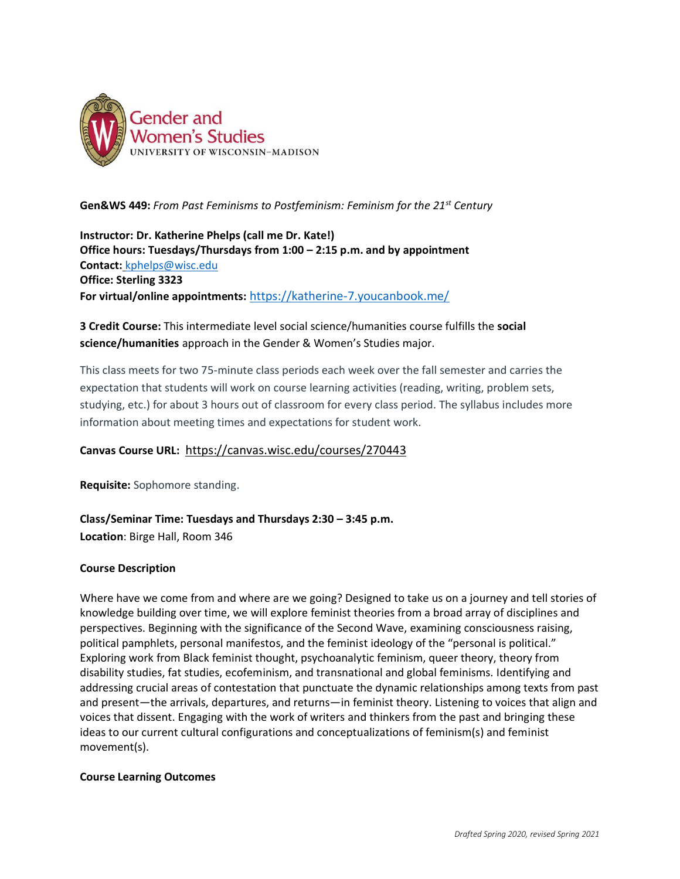Gender and Women's Studies
UNIVERSITY OF WISCONSIN–MADISON

**Gen&WS 449:** *From Past Feminisms to Postfeminism: Feminism for the 21st Century*

**Instructor: Dr. Katherine Phelps (call me Dr. Kate!)**
**Office hours: Tuesdays/Thursdays from 1:00 – 2:15 p.m. and by appointment**
**Contact:** kphelps@wisc.edu
**Office: Sterling 3323**
**For virtual/online appointments:** https://katherine-7.youcanbook.me/

**3 Credit Course:** This intermediate level social science/humanities course fulfills the **social science/humanities** approach in the Gender & Women's Studies major.

This class meets for two 75-minute class periods each week over the fall semester and carries the expectation that students will work on course learning activities (reading, writing, problem sets, studying, etc.) for about 3 hours out of classroom for every class period. The syllabus includes more information about meeting times and expectations for student work.

**Canvas Course URL:** https://canvas.wisc.edu/courses/270443

**Requisite:** Sophomore standing.

**Class/Seminar Time: Tuesdays and Thursdays 2:30 – 3:45 p.m.**
**Location**: Birge Hall, Room 346

**Course Description**

Where have we come from and where are we going? Designed to take us on a journey and tell stories of knowledge building over time, we will explore feminist theories from a broad array of disciplines and perspectives. Beginning with the significance of the Second Wave, examining consciousness raising, political pamphlets, personal manifestos, and the feminist ideology of the "personal is political." Exploring work from Black feminist thought, psychoanalytic feminism, queer theory, theory from disability studies, fat studies, ecofeminism, and transnational and global feminisms. Identifying and addressing crucial areas of contestation that punctuate the dynamic relationships among texts from past and present—the arrivals, departures, and returns—in feminist theory. Listening to voices that align and voices that dissent. Engaging with the work of writers and thinkers from the past and bringing these ideas to our current cultural configurations and conceptualizations of feminism(s) and feminist movement(s).

**Course Learning Outcomes**

*Drafted Spring 2020, revised Spring 2021*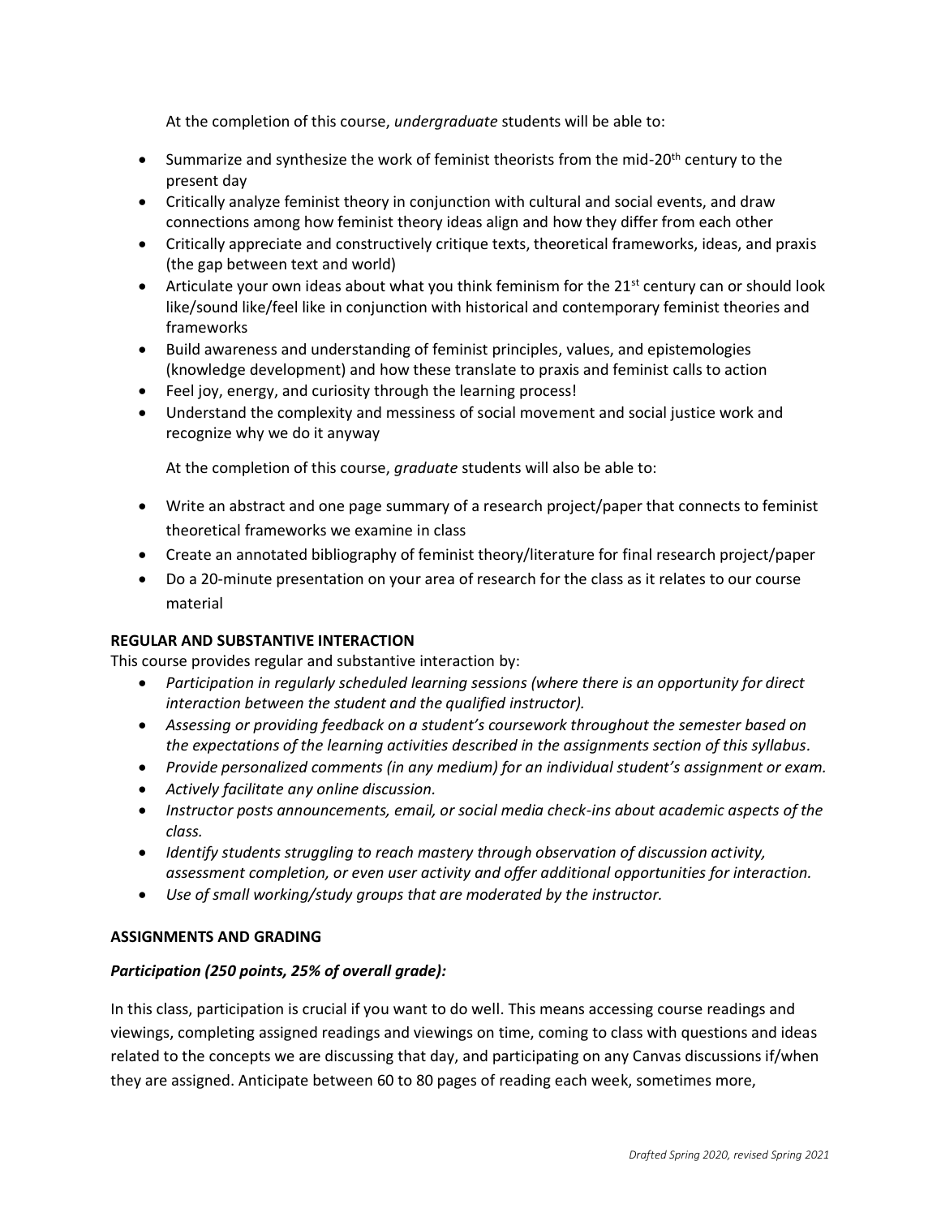At the completion of this course, *undergraduate* students will be able to:

- Summarize and synthesize the work of feminist theorists from the mid-20th century to the present day
- Critically analyze feminist theory in conjunction with cultural and social events, and draw connections among how feminist theory ideas align and how they differ from each other
- Critically appreciate and constructively critique texts, theoretical frameworks, ideas, and praxis (the gap between text and world)
- Articulate your own ideas about what you think feminism for the 21st century can or should look like/sound like/feel like in conjunction with historical and contemporary feminist theories and frameworks
- Build awareness and understanding of feminist principles, values, and epistemologies (knowledge development) and how these translate to praxis and feminist calls to action
- Feel joy, energy, and curiosity through the learning process!
- Understand the complexity and messiness of social movement and social justice work and recognize why we do it anyway

At the completion of this course, *graduate* students will also be able to:

- Write an abstract and one page summary of a research project/paper that connects to feminist theoretical frameworks we examine in class
- Create an annotated bibliography of feminist theory/literature for final research project/paper
- Do a 20-minute presentation on your area of research for the class as it relates to our course material

**REGULAR AND SUBSTANTIVE INTERACTION**

This course provides regular and substantive interaction by:

- *Participation in regularly scheduled learning sessions (where there is an opportunity for direct interaction between the student and the qualified instructor).*
- *Assessing or providing feedback on a student's coursework throughout the semester based on the expectations of the learning activities described in the assignments section of this syllabus.*
- *Provide personalized comments (in any medium) for an individual student's assignment or exam.*
- *Actively facilitate any online discussion.*
- *Instructor posts announcements, email, or social media check-ins about academic aspects of the class.*
- *Identify students struggling to reach mastery through observation of discussion activity, assessment completion, or even user activity and offer additional opportunities for interaction.*
- *Use of small working/study groups that are moderated by the instructor.*

**ASSIGNMENTS AND GRADING**

***Participation (250 points, 25% of overall grade):***

In this class, participation is crucial if you want to do well. This means accessing course readings and viewings, completing assigned readings and viewings on time, coming to class with questions and ideas related to the concepts we are discussing that day, and participating on any Canvas discussions if/when they are assigned. Anticipate between 60 to 80 pages of reading each week, sometimes more,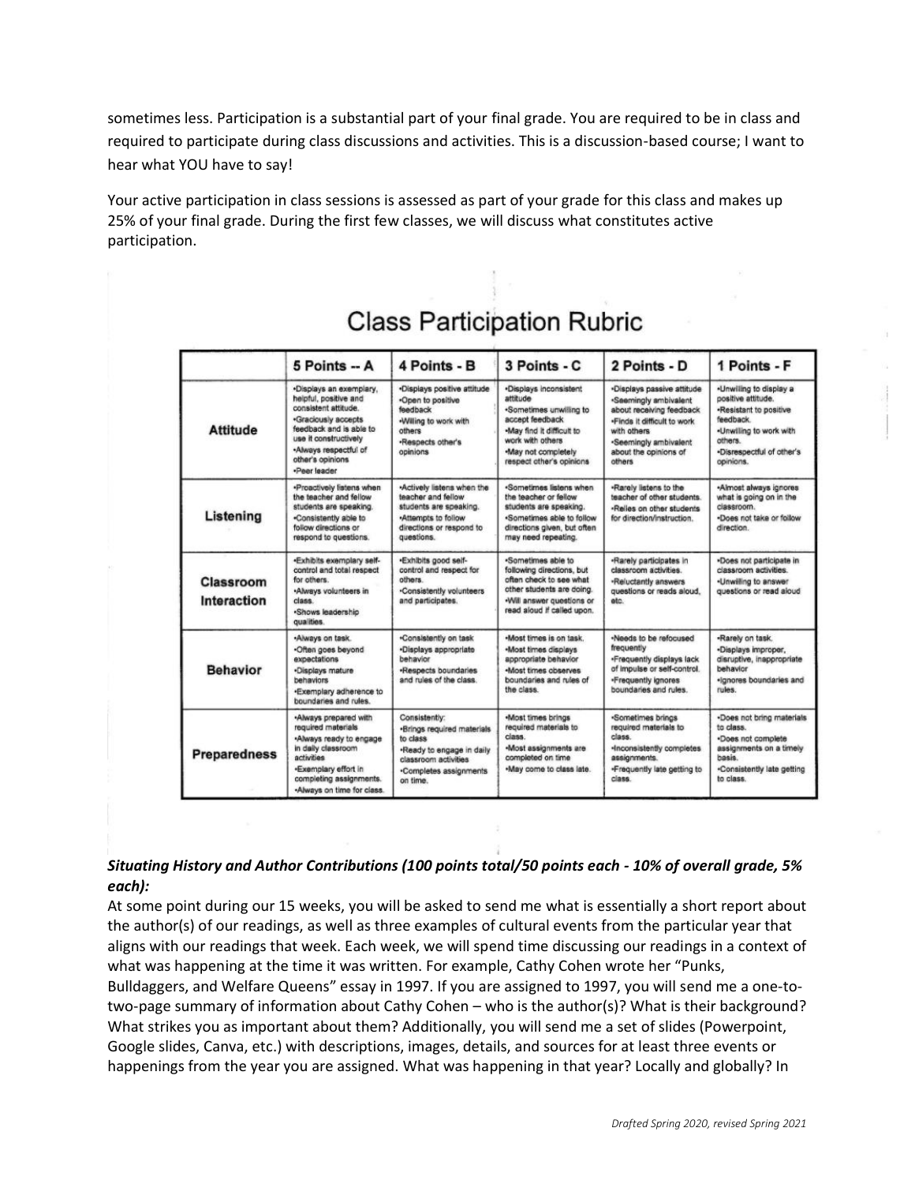sometimes less. Participation is a substantial part of your final grade. You are required to be in class and required to participate during class discussions and activities. This is a discussion-based course; I want to hear what YOU have to say!

Your active participation in class sessions is assessed as part of your grade for this class and makes up 25% of your final grade. During the first few classes, we will discuss what constitutes active participation.

## Class Participation Rubric

| | 5 Points -- A | 4 Points - B | 3 Points - C | 2 Points - D | 1 Points - F |
|---|---|---|---|---|---|
| **Attitude** | •Displays an exemplary, helpful, positive and consistent attitude. •Graciously accepts feedback and is able to use it constructively •Always respectful of other's opinions •Peer leader | •Displays positive attitude •Open to positive feedback •Willing to work with others •Respects other's opinions | •Displays inconsistent attitude •Sometimes unwilling to accept feedback •May find it difficult to work with others •May not completely respect other's opinions | •Displays passive attitude •Seemingly ambivalent about receiving feedback •Finds it difficult to work with others •Seemingly ambivalent about the opinions of others | •Unwilling to display a positive attitude. •Resistant to positive feedback. •Unwilling to work with others. •Disrespectful of other's opinions. |
| **Listening** | •Proactively listens when the teacher and fellow students are speaking. •Consistently able to follow directions or respond to questions. | •Actively listens when the teacher and fellow students are speaking. •Attempts to follow directions or respond to questions. | •Sometimes listens when the teacher or fellow students are speaking. •Sometimes able to follow directions given, but often may need repeating. | •Rarely listens to the teacher of other students. •Relies on other students for direction/instruction. | •Almost always ignores what is going on in the classroom. •Does not take or follow direction. |
| **Classroom Interaction** | •Exhibits exemplary self-control and total respect for others. •Always volunteers in class. •Shows leadership qualities. | •Exhibits good self-control and respect for others. •Consistently volunteers and participates. | •Sometimes able to following directions, but often check to see what other students are doing. •Will answer questions or read aloud if called upon. | •Rarely participates in classroom activities. •Reluctantly answers questions or reads aloud, etc. | •Does not participate in classroom activities. •Unwilling to answer questions or read aloud |
| **Behavior** | •Always on task. •Often goes beyond expectations •Displays mature behaviors •Exemplary adherence to boundaries and rules. | •Consistently on task •Displays appropriate behavior •Respects boundaries and rules of the class. | •Most times is on task. •Most times displays appropriate behavior •Most times observes boundaries and rules of the class. | •Needs to be refocused frequently •Frequently displays lack of impulse or self-control. •Frequently ignores boundaries and rules. | •Rarely on task. •Displays improper, disruptive, inappropriate behavior •Ignores boundaries and rules. |
| **Preparedness** | •Always prepared with required materials •Always ready to engage in daily classroom activities •Exemplary effort in completing assignments. •Always on time for class. | Consistently: •Brings required materials to class •Ready to engage in daily classroom activities •Completes assignments on time. | •Most times brings required materials to class. •Most assignments are completed on time •May come to class late. | •Sometimes brings required materials to class. •Inconsistently completes assignments. •Frequently late getting to class. | •Does not bring materials to class. •Does not complete assignments on a timely basis. •Consistently late getting to class. |

***Situating History and Author Contributions (100 points total/50 points each - 10% of overall grade, 5% each):***

At some point during our 15 weeks, you will be asked to send me what is essentially a short report about the author(s) of our readings, as well as three examples of cultural events from the particular year that aligns with our readings that week. Each week, we will spend time discussing our readings in a context of what was happening at the time it was written. For example, Cathy Cohen wrote her "Punks, Bulldaggers, and Welfare Queens" essay in 1997. If you are assigned to 1997, you will send me a one-to-two-page summary of information about Cathy Cohen – who is the author(s)? What is their background? What strikes you as important about them? Additionally, you will send me a set of slides (Powerpoint, Google slides, Canva, etc.) with descriptions, images, details, and sources for at least three events or happenings from the year you are assigned. What was happening in that year? Locally and globally? In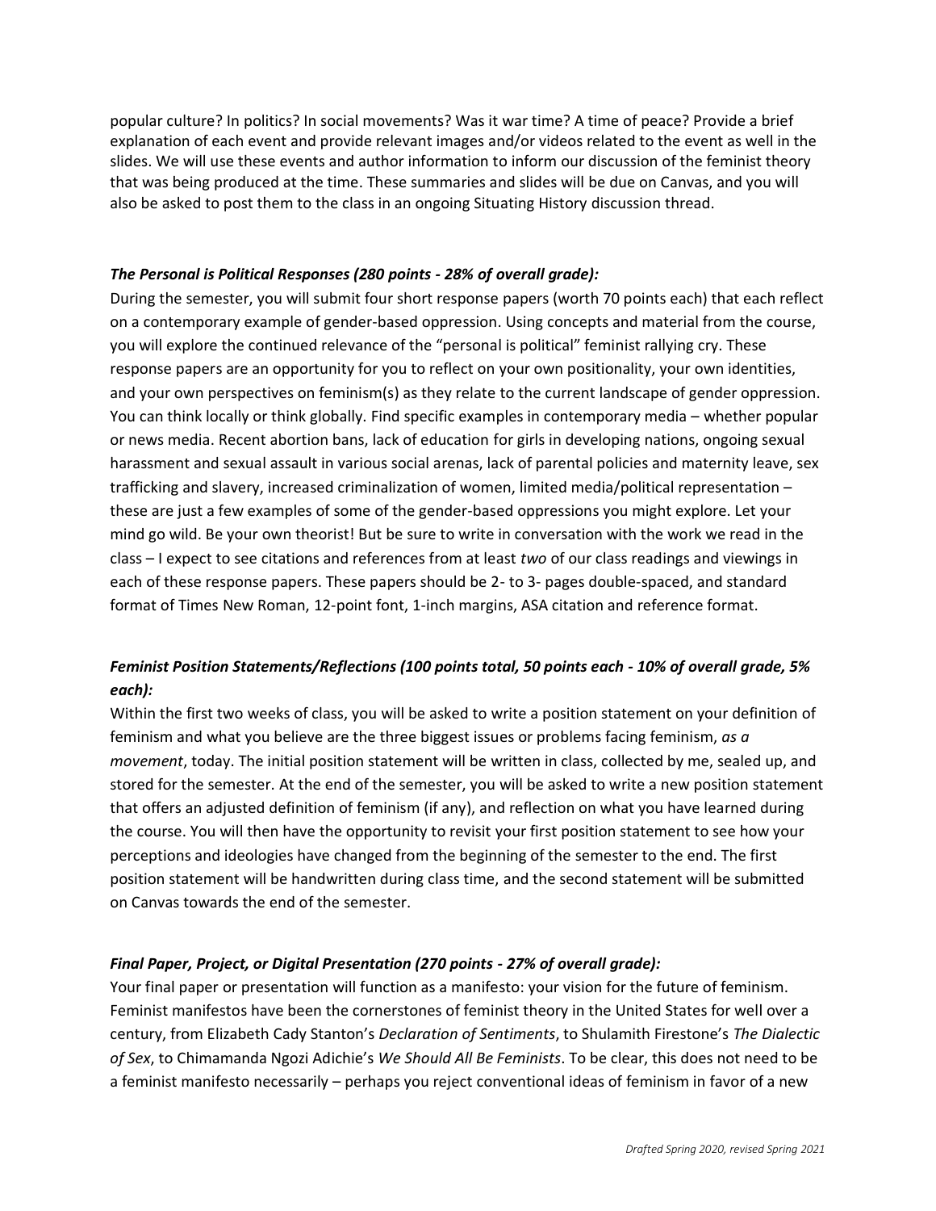popular culture? In politics? In social movements? Was it war time? A time of peace? Provide a brief explanation of each event and provide relevant images and/or videos related to the event as well in the slides. We will use these events and author information to inform our discussion of the feminist theory that was being produced at the time. These summaries and slides will be due on Canvas, and you will also be asked to post them to the class in an ongoing Situating History discussion thread.

***The Personal is Political Responses (280 points - 28% of overall grade):***

During the semester, you will submit four short response papers (worth 70 points each) that each reflect on a contemporary example of gender-based oppression. Using concepts and material from the course, you will explore the continued relevance of the "personal is political" feminist rallying cry. These response papers are an opportunity for you to reflect on your own positionality, your own identities, and your own perspectives on feminism(s) as they relate to the current landscape of gender oppression. You can think locally or think globally. Find specific examples in contemporary media – whether popular or news media. Recent abortion bans, lack of education for girls in developing nations, ongoing sexual harassment and sexual assault in various social arenas, lack of parental policies and maternity leave, sex trafficking and slavery, increased criminalization of women, limited media/political representation – these are just a few examples of some of the gender-based oppressions you might explore. Let your mind go wild. Be your own theorist! But be sure to write in conversation with the work we read in the class – I expect to see citations and references from at least *two* of our class readings and viewings in each of these response papers. These papers should be 2- to 3- pages double-spaced, and standard format of Times New Roman, 12-point font, 1-inch margins, ASA citation and reference format.

***Feminist Position Statements/Reflections (100 points total, 50 points each - 10% of overall grade, 5% each):***

Within the first two weeks of class, you will be asked to write a position statement on your definition of feminism and what you believe are the three biggest issues or problems facing feminism, *as a movement*, today. The initial position statement will be written in class, collected by me, sealed up, and stored for the semester. At the end of the semester, you will be asked to write a new position statement that offers an adjusted definition of feminism (if any), and reflection on what you have learned during the course. You will then have the opportunity to revisit your first position statement to see how your perceptions and ideologies have changed from the beginning of the semester to the end. The first position statement will be handwritten during class time, and the second statement will be submitted on Canvas towards the end of the semester.

***Final Paper, Project, or Digital Presentation (270 points - 27% of overall grade):***

Your final paper or presentation will function as a manifesto: your vision for the future of feminism. Feminist manifestos have been the cornerstones of feminist theory in the United States for well over a century, from Elizabeth Cady Stanton's *Declaration of Sentiments*, to Shulamith Firestone's *The Dialectic of Sex*, to Chimamanda Ngozi Adichie's *We Should All Be Feminists*. To be clear, this does not need to be a feminist manifesto necessarily – perhaps you reject conventional ideas of feminism in favor of a new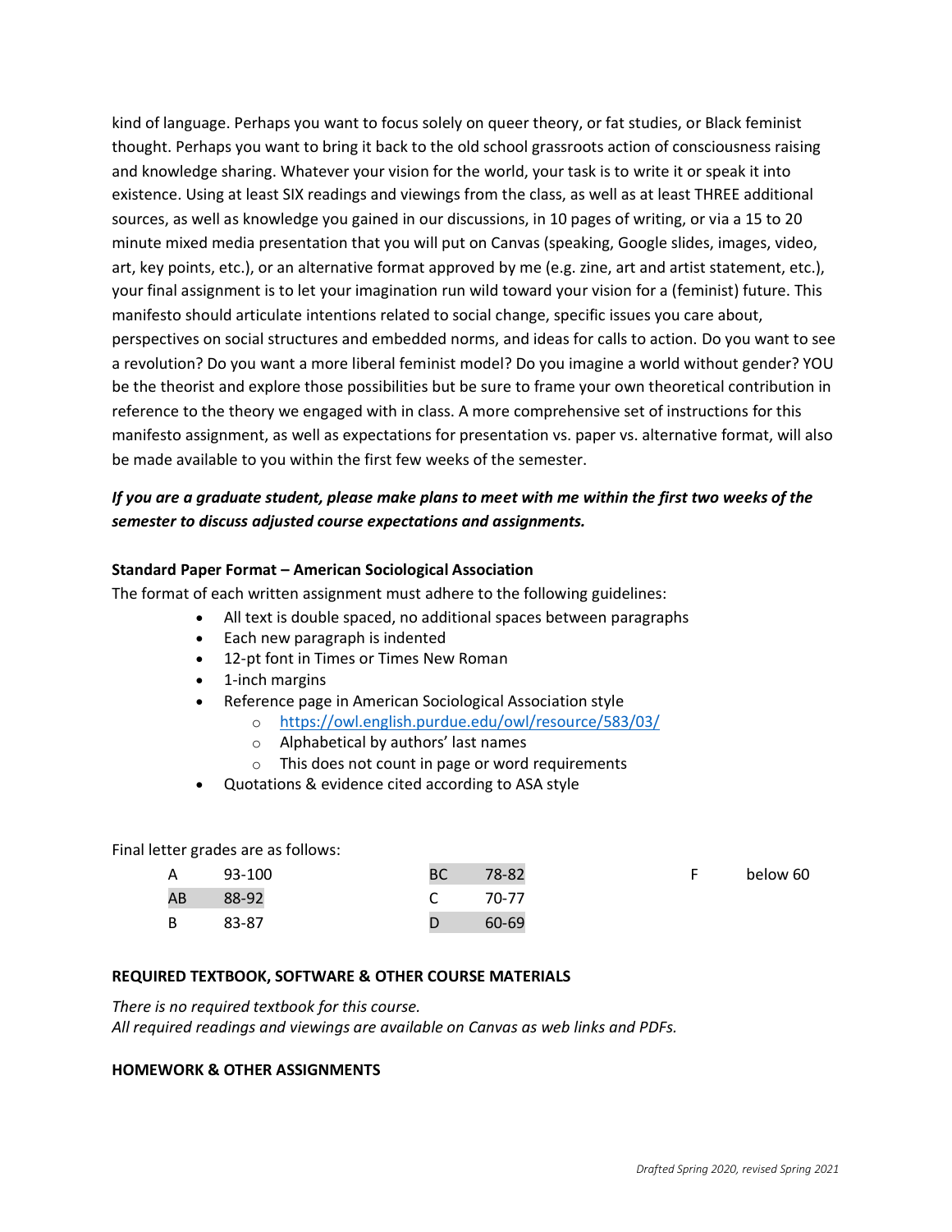kind of language. Perhaps you want to focus solely on queer theory, or fat studies, or Black feminist thought. Perhaps you want to bring it back to the old school grassroots action of consciousness raising and knowledge sharing. Whatever your vision for the world, your task is to write it or speak it into existence. Using at least SIX readings and viewings from the class, as well as at least THREE additional sources, as well as knowledge you gained in our discussions, in 10 pages of writing, or via a 15 to 20 minute mixed media presentation that you will put on Canvas (speaking, Google slides, images, video, art, key points, etc.), or an alternative format approved by me (e.g. zine, art and artist statement, etc.), your final assignment is to let your imagination run wild toward your vision for a (feminist) future. This manifesto should articulate intentions related to social change, specific issues you care about, perspectives on social structures and embedded norms, and ideas for calls to action. Do you want to see a revolution? Do you want a more liberal feminist model? Do you imagine a world without gender? YOU be the theorist and explore those possibilities but be sure to frame your own theoretical contribution in reference to the theory we engaged with in class. A more comprehensive set of instructions for this manifesto assignment, as well as expectations for presentation vs. paper vs. alternative format, will also be made available to you within the first few weeks of the semester.

***If you are a graduate student, please make plans to meet with me within the first two weeks of the semester to discuss adjusted course expectations and assignments.***

**Standard Paper Format – American Sociological Association**

The format of each written assignment must adhere to the following guidelines:

- All text is double spaced, no additional spaces between paragraphs
- Each new paragraph is indented
- 12-pt font in Times or Times New Roman
- 1-inch margins
- Reference page in American Sociological Association style
  - https://owl.english.purdue.edu/owl/resource/583/03/
  - Alphabetical by authors' last names
  - This does not count in page or word requirements
- Quotations & evidence cited according to ASA style

Final letter grades are as follows:

| | | | | | |
|---|---|---|---|---|---|
| A | 93-100 | BC | 78-82 | F | below 60 |
| AB | 88-92 | C | 70-77 | | |
| B | 83-87 | D | 60-69 | | |

**REQUIRED TEXTBOOK, SOFTWARE & OTHER COURSE MATERIALS**

*There is no required textbook for this course.*
*All required readings and viewings are available on Canvas as web links and PDFs.*

**HOMEWORK & OTHER ASSIGNMENTS**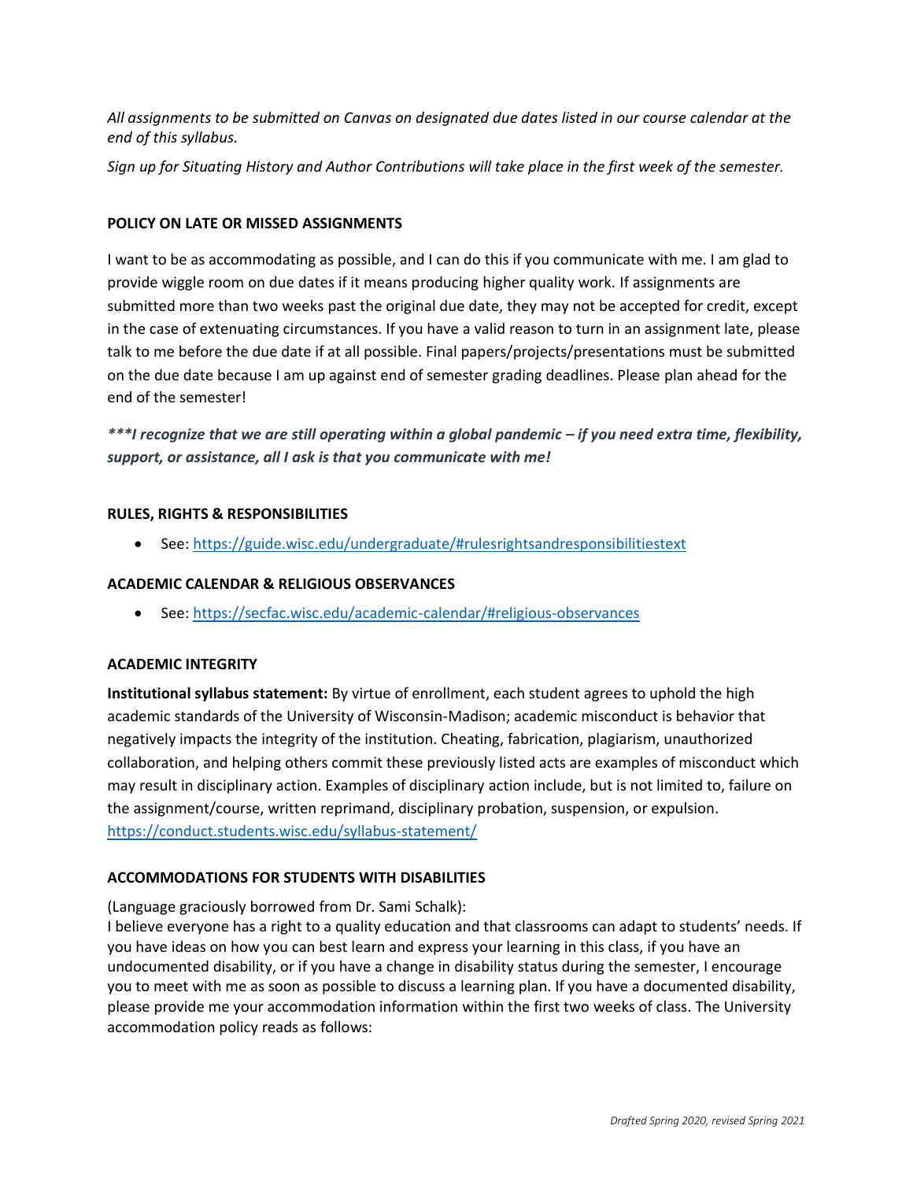*All assignments to be submitted on Canvas on designated due dates listed in our course calendar at the end of this syllabus.*

*Sign up for Situating History and Author Contributions will take place in the first week of the semester.*

**POLICY ON LATE OR MISSED ASSIGNMENTS**

I want to be as accommodating as possible, and I can do this if you communicate with me. I am glad to provide wiggle room on due dates if it means producing higher quality work. If assignments are submitted more than two weeks past the original due date, they may not be accepted for credit, except in the case of extenuating circumstances. If you have a valid reason to turn in an assignment late, please talk to me before the due date if at all possible. Final papers/projects/presentations must be submitted on the due date because I am up against end of semester grading deadlines. Please plan ahead for the end of the semester!

***\*\*\*I recognize that we are still operating within a global pandemic – if you need extra time, flexibility, support, or assistance, all I ask is that you communicate with me!***

**RULES, RIGHTS & RESPONSIBILITIES**

- See: [https://guide.wisc.edu/undergraduate/#rulesrightsandresponsibilitiestext](https://guide.wisc.edu/undergraduate/#rulesrightsandresponsibilitiestext)

**ACADEMIC CALENDAR & RELIGIOUS OBSERVANCES**

- See: [https://secfac.wisc.edu/academic-calendar/#religious-observances](https://secfac.wisc.edu/academic-calendar/#religious-observances)

**ACADEMIC INTEGRITY**

**Institutional syllabus statement:** By virtue of enrollment, each student agrees to uphold the high academic standards of the University of Wisconsin-Madison; academic misconduct is behavior that negatively impacts the integrity of the institution. Cheating, fabrication, plagiarism, unauthorized collaboration, and helping others commit these previously listed acts are examples of misconduct which may result in disciplinary action. Examples of disciplinary action include, but is not limited to, failure on the assignment/course, written reprimand, disciplinary probation, suspension, or expulsion. [https://conduct.students.wisc.edu/syllabus-statement/](https://conduct.students.wisc.edu/syllabus-statement/)

**ACCOMMODATIONS FOR STUDENTS WITH DISABILITIES**

(Language graciously borrowed from Dr. Sami Schalk):
I believe everyone has a right to a quality education and that classrooms can adapt to students' needs. If you have ideas on how you can best learn and express your learning in this class, if you have an undocumented disability, or if you have a change in disability status during the semester, I encourage you to meet with me as soon as possible to discuss a learning plan. If you have a documented disability, please provide me your accommodation information within the first two weeks of class. The University accommodation policy reads as follows: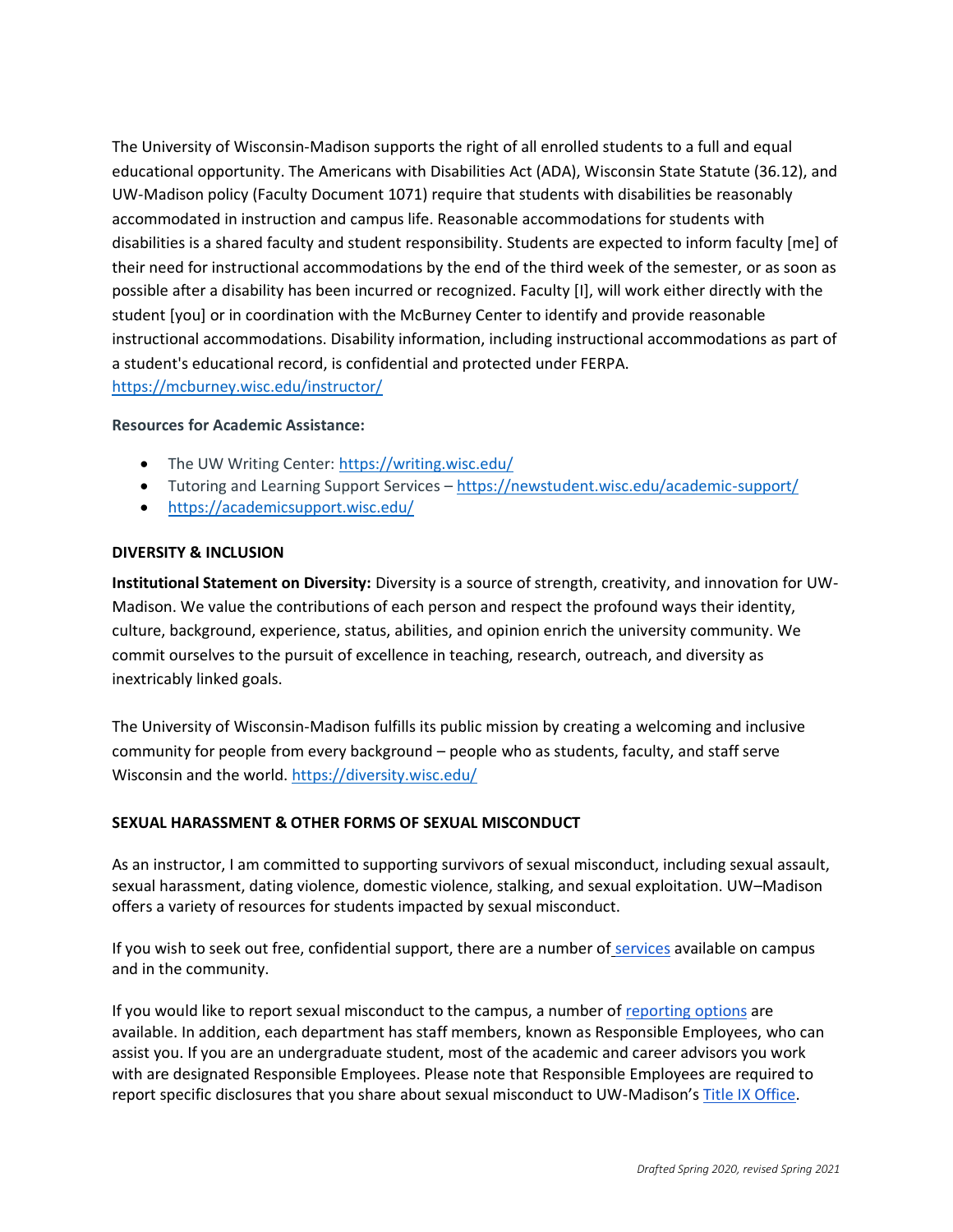The University of Wisconsin-Madison supports the right of all enrolled students to a full and equal educational opportunity. The Americans with Disabilities Act (ADA), Wisconsin State Statute (36.12), and UW-Madison policy (Faculty Document 1071) require that students with disabilities be reasonably accommodated in instruction and campus life. Reasonable accommodations for students with disabilities is a shared faculty and student responsibility. Students are expected to inform faculty [me] of their need for instructional accommodations by the end of the third week of the semester, or as soon as possible after a disability has been incurred or recognized. Faculty [I], will work either directly with the student [you] or in coordination with the McBurney Center to identify and provide reasonable instructional accommodations. Disability information, including instructional accommodations as part of a student's educational record, is confidential and protected under FERPA. https://mcburney.wisc.edu/instructor/

**Resources for Academic Assistance:**

- The UW Writing Center: https://writing.wisc.edu/
- Tutoring and Learning Support Services – https://newstudent.wisc.edu/academic-support/
- https://academicsupport.wisc.edu/

**DIVERSITY & INCLUSION**

**Institutional Statement on Diversity:** Diversity is a source of strength, creativity, and innovation for UW-Madison. We value the contributions of each person and respect the profound ways their identity, culture, background, experience, status, abilities, and opinion enrich the university community. We commit ourselves to the pursuit of excellence in teaching, research, outreach, and diversity as inextricably linked goals.

The University of Wisconsin-Madison fulfills its public mission by creating a welcoming and inclusive community for people from every background – people who as students, faculty, and staff serve Wisconsin and the world. https://diversity.wisc.edu/

**SEXUAL HARASSMENT & OTHER FORMS OF SEXUAL MISCONDUCT**

As an instructor, I am committed to supporting survivors of sexual misconduct, including sexual assault, sexual harassment, dating violence, domestic violence, stalking, and sexual exploitation. UW–Madison offers a variety of resources for students impacted by sexual misconduct.

If you wish to seek out free, confidential support, there are a number of services available on campus and in the community.

If you would like to report sexual misconduct to the campus, a number of reporting options are available. In addition, each department has staff members, known as Responsible Employees, who can assist you. If you are an undergraduate student, most of the academic and career advisors you work with are designated Responsible Employees. Please note that Responsible Employees are required to report specific disclosures that you share about sexual misconduct to UW-Madison's Title IX Office.

*Drafted Spring 2020, revised Spring 2021*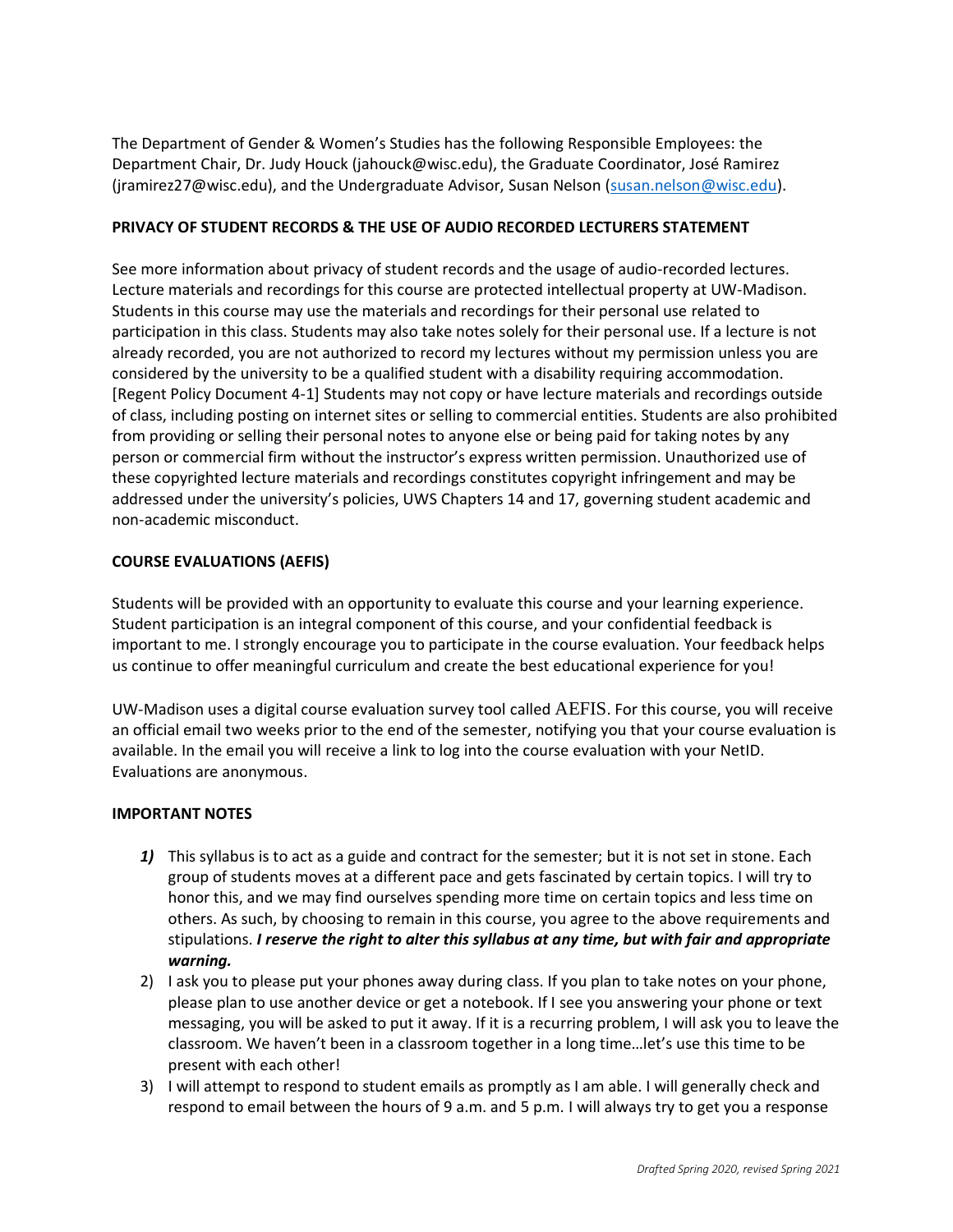The Department of Gender & Women's Studies has the following Responsible Employees: the Department Chair, Dr. Judy Houck (jahouck@wisc.edu), the Graduate Coordinator, José Ramirez (jramirez27@wisc.edu), and the Undergraduate Advisor, Susan Nelson (susan.nelson@wisc.edu).

**PRIVACY OF STUDENT RECORDS & THE USE OF AUDIO RECORDED LECTURERS STATEMENT**

See more information about privacy of student records and the usage of audio-recorded lectures. Lecture materials and recordings for this course are protected intellectual property at UW-Madison. Students in this course may use the materials and recordings for their personal use related to participation in this class. Students may also take notes solely for their personal use. If a lecture is not already recorded, you are not authorized to record my lectures without my permission unless you are considered by the university to be a qualified student with a disability requiring accommodation. [Regent Policy Document 4-1] Students may not copy or have lecture materials and recordings outside of class, including posting on internet sites or selling to commercial entities. Students are also prohibited from providing or selling their personal notes to anyone else or being paid for taking notes by any person or commercial firm without the instructor's express written permission. Unauthorized use of these copyrighted lecture materials and recordings constitutes copyright infringement and may be addressed under the university's policies, UWS Chapters 14 and 17, governing student academic and non-academic misconduct.

**COURSE EVALUATIONS (AEFIS)**

Students will be provided with an opportunity to evaluate this course and your learning experience. Student participation is an integral component of this course, and your confidential feedback is important to me. I strongly encourage you to participate in the course evaluation. Your feedback helps us continue to offer meaningful curriculum and create the best educational experience for you!

UW-Madison uses a digital course evaluation survey tool called AEFIS. For this course, you will receive an official email two weeks prior to the end of the semester, notifying you that your course evaluation is available. In the email you will receive a link to log into the course evaluation with your NetID. Evaluations are anonymous.

**IMPORTANT NOTES**

1) This syllabus is to act as a guide and contract for the semester; but it is not set in stone. Each group of students moves at a different pace and gets fascinated by certain topics. I will try to honor this, and we may find ourselves spending more time on certain topics and less time on others. As such, by choosing to remain in this course, you agree to the above requirements and stipulations. ***I reserve the right to alter this syllabus at any time, but with fair and appropriate warning.***
2) I ask you to please put your phones away during class. If you plan to take notes on your phone, please plan to use another device or get a notebook. If I see you answering your phone or text messaging, you will be asked to put it away. If it is a recurring problem, I will ask you to leave the classroom. We haven't been in a classroom together in a long time…let's use this time to be present with each other!
3) I will attempt to respond to student emails as promptly as I am able. I will generally check and respond to email between the hours of 9 a.m. and 5 p.m. I will always try to get you a response

*Drafted Spring 2020, revised Spring 2021*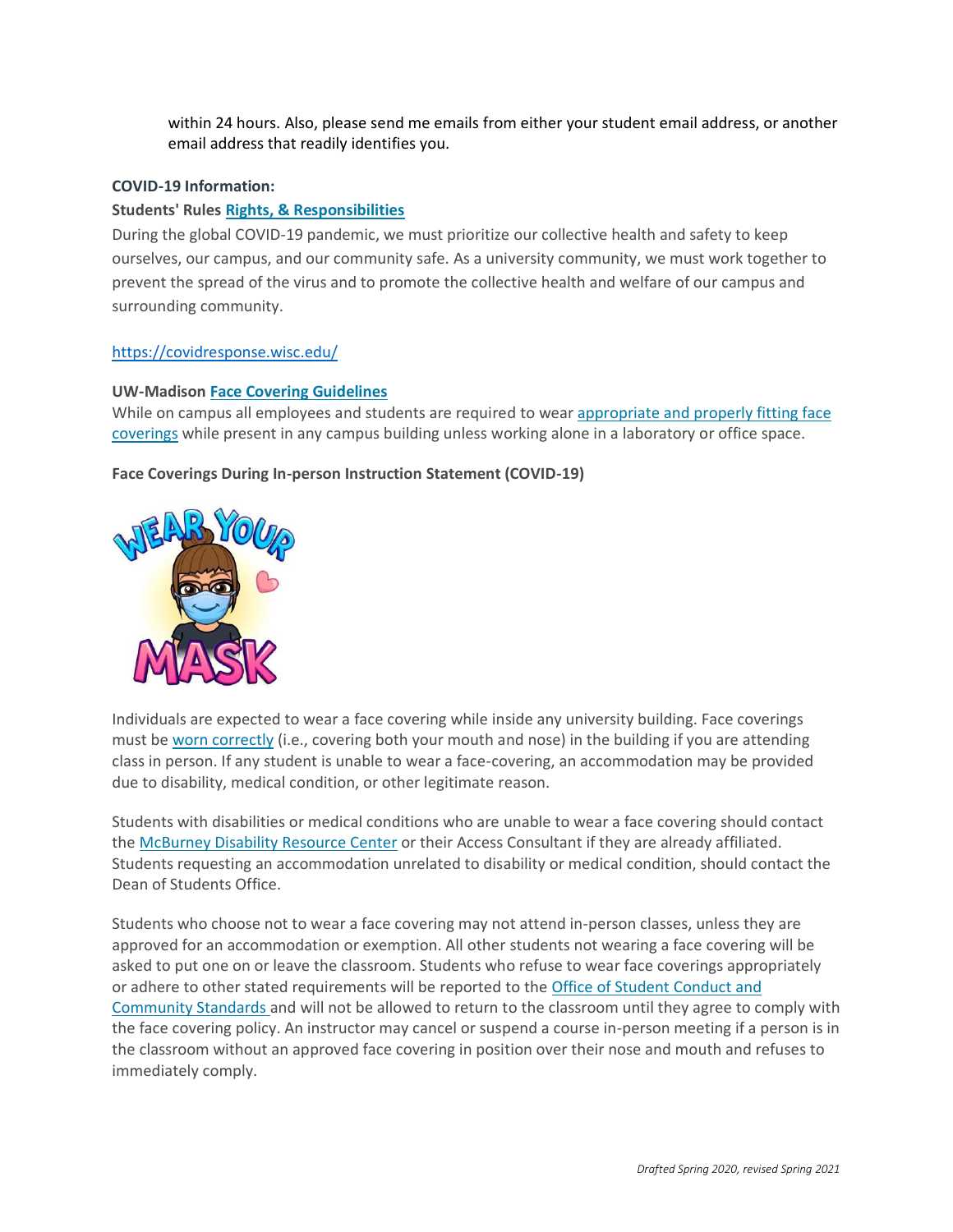within 24 hours. Also, please send me emails from either your student email address, or another email address that readily identifies you.

**COVID-19 Information:**

**Students' Rules Rights, & Responsibilities**

During the global COVID-19 pandemic, we must prioritize our collective health and safety to keep ourselves, our campus, and our community safe. As a university community, we must work together to prevent the spread of the virus and to promote the collective health and welfare of our campus and surrounding community.

https://covidresponse.wisc.edu/

**UW-Madison Face Covering Guidelines**

While on campus all employees and students are required to wear appropriate and properly fitting face coverings while present in any campus building unless working alone in a laboratory or office space.

**Face Coverings During In-person Instruction Statement (COVID-19)**

Individuals are expected to wear a face covering while inside any university building. Face coverings must be worn correctly (i.e., covering both your mouth and nose) in the building if you are attending class in person. If any student is unable to wear a face-covering, an accommodation may be provided due to disability, medical condition, or other legitimate reason.

Students with disabilities or medical conditions who are unable to wear a face covering should contact the McBurney Disability Resource Center or their Access Consultant if they are already affiliated. Students requesting an accommodation unrelated to disability or medical condition, should contact the Dean of Students Office.

Students who choose not to wear a face covering may not attend in-person classes, unless they are approved for an accommodation or exemption. All other students not wearing a face covering will be asked to put one on or leave the classroom. Students who refuse to wear face coverings appropriately or adhere to other stated requirements will be reported to the Office of Student Conduct and Community Standards and will not be allowed to return to the classroom until they agree to comply with the face covering policy. An instructor may cancel or suspend a course in-person meeting if a person is in the classroom without an approved face covering in position over their nose and mouth and refuses to immediately comply.

*Drafted Spring 2020, revised Spring 2021*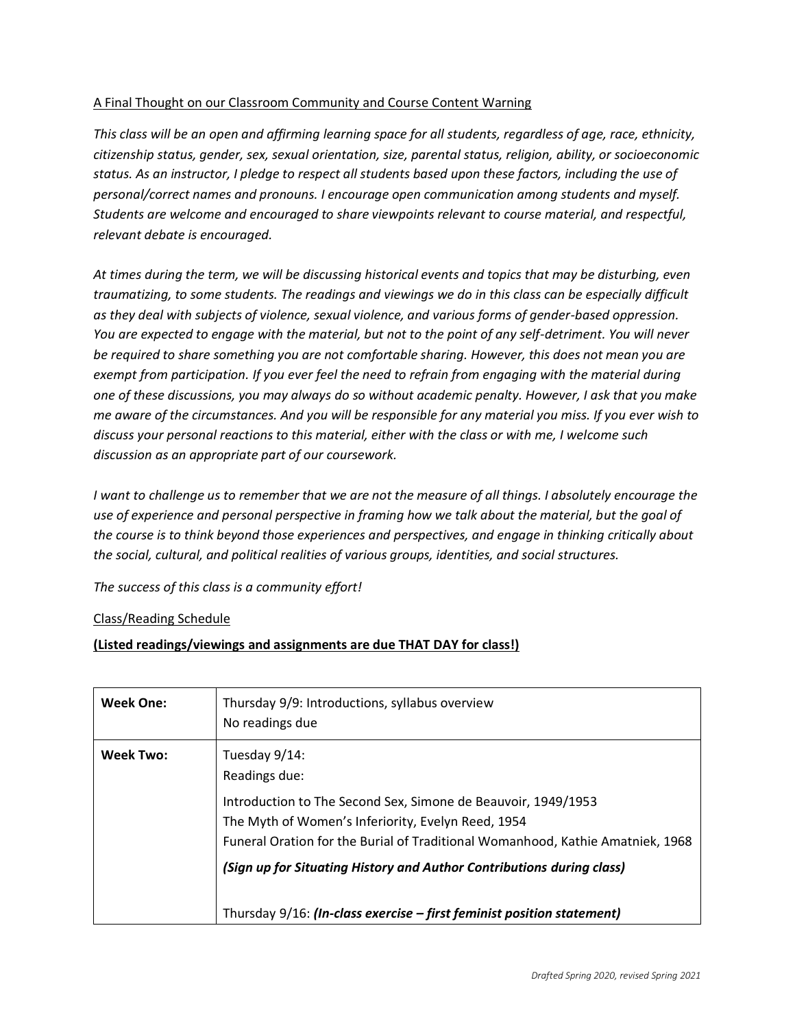<u>A Final Thought on our Classroom Community and Course Content Warning</u>

*This class will be an open and affirming learning space for all students, regardless of age, race, ethnicity, citizenship status, gender, sex, sexual orientation, size, parental status, religion, ability, or socioeconomic status. As an instructor, I pledge to respect all students based upon these factors, including the use of personal/correct names and pronouns. I encourage open communication among students and myself. Students are welcome and encouraged to share viewpoints relevant to course material, and respectful, relevant debate is encouraged.*

*At times during the term, we will be discussing historical events and topics that may be disturbing, even traumatizing, to some students. The readings and viewings we do in this class can be especially difficult as they deal with subjects of violence, sexual violence, and various forms of gender-based oppression. You are expected to engage with the material, but not to the point of any self-detriment. You will never be required to share something you are not comfortable sharing. However, this does not mean you are exempt from participation. If you ever feel the need to refrain from engaging with the material during one of these discussions, you may always do so without academic penalty. However, I ask that you make me aware of the circumstances. And you will be responsible for any material you miss. If you ever wish to discuss your personal reactions to this material, either with the class or with me, I welcome such discussion as an appropriate part of our coursework.*

*I want to challenge us to remember that we are not the measure of all things. I absolutely encourage the use of experience and personal perspective in framing how we talk about the material, but the goal of the course is to think beyond those experiences and perspectives, and engage in thinking critically about the social, cultural, and political realities of various groups, identities, and social structures.*

*The success of this class is a community effort!*

<u>Class/Reading Schedule</u>

**<u>(Listed readings/viewings and assignments are due THAT DAY for class!)</u>**

| | |
|---|---|
| **Week One:** | Thursday 9/9: Introductions, syllabus overview<br>No readings due |
| **Week Two:** | Tuesday 9/14:<br>Readings due:<br>Introduction to The Second Sex, Simone de Beauvoir, 1949/1953<br>The Myth of Women's Inferiority, Evelyn Reed, 1954<br>Funeral Oration for the Burial of Traditional Womanhood, Kathie Amatniek, 1968<br>***(Sign up for Situating History and Author Contributions during class)***<br><br>Thursday 9/16: ***(In-class exercise – first feminist position statement)*** |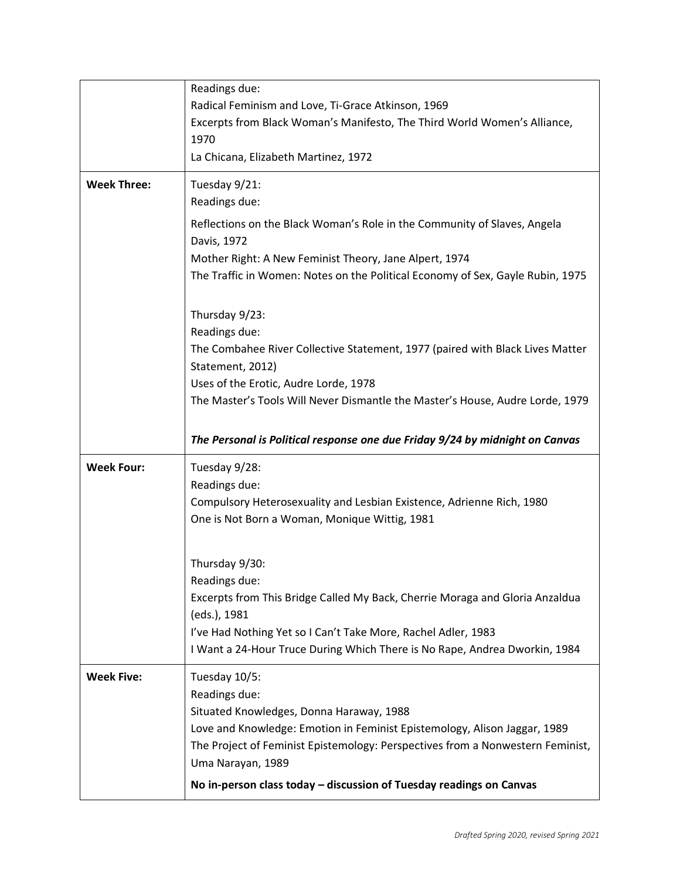| | |
|---|---|
| | Readings due:<br>Radical Feminism and Love, Ti-Grace Atkinson, 1969<br>Excerpts from Black Woman's Manifesto, The Third World Women's Alliance, 1970<br>La Chicana, Elizabeth Martinez, 1972 |
| **Week Three:** | Tuesday 9/21:<br>Readings due:<br>Reflections on the Black Woman's Role in the Community of Slaves, Angela Davis, 1972<br>Mother Right: A New Feminist Theory, Jane Alpert, 1974<br>The Traffic in Women: Notes on the Political Economy of Sex, Gayle Rubin, 1975<br><br>Thursday 9/23:<br>Readings due:<br>The Combahee River Collective Statement, 1977 (paired with Black Lives Matter Statement, 2012)<br>Uses of the Erotic, Audre Lorde, 1978<br>The Master's Tools Will Never Dismantle the Master's House, Audre Lorde, 1979<br><br>***The Personal is Political response one due Friday 9/24 by midnight on Canvas*** |
| **Week Four:** | Tuesday 9/28:<br>Readings due:<br>Compulsory Heterosexuality and Lesbian Existence, Adrienne Rich, 1980<br>One is Not Born a Woman, Monique Wittig, 1981<br><br>Thursday 9/30:<br>Readings due:<br>Excerpts from This Bridge Called My Back, Cherrie Moraga and Gloria Anzaldua (eds.), 1981<br>I've Had Nothing Yet so I Can't Take More, Rachel Adler, 1983<br>I Want a 24-Hour Truce During Which There is No Rape, Andrea Dworkin, 1984 |
| **Week Five:** | Tuesday 10/5:<br>Readings due:<br>Situated Knowledges, Donna Haraway, 1988<br>Love and Knowledge: Emotion in Feminist Epistemology, Alison Jaggar, 1989<br>The Project of Feminist Epistemology: Perspectives from a Nonwestern Feminist, Uma Narayan, 1989<br>**No in-person class today – discussion of Tuesday readings on Canvas** |

*Drafted Spring 2020, revised Spring 2021*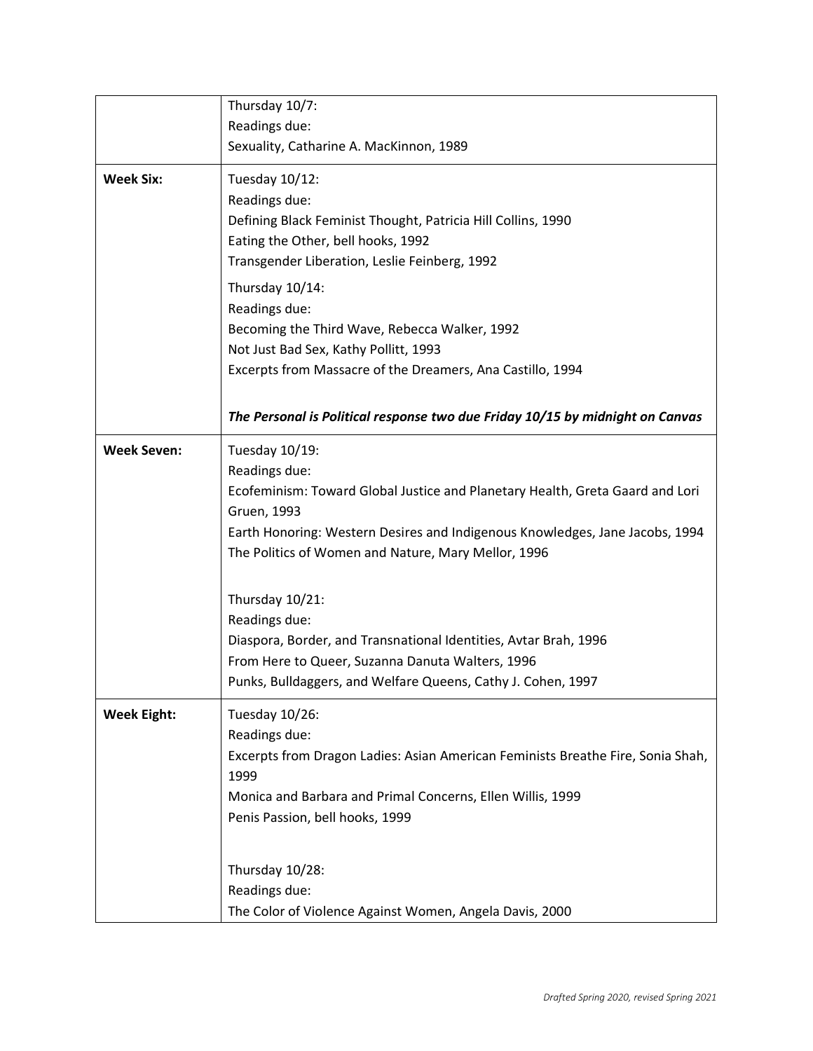| | |
|---|---|
| | Thursday 10/7:<br>Readings due:<br>Sexuality, Catharine A. MacKinnon, 1989 |
| **Week Six:** | Tuesday 10/12:<br>Readings due:<br>Defining Black Feminist Thought, Patricia Hill Collins, 1990<br>Eating the Other, bell hooks, 1992<br>Transgender Liberation, Leslie Feinberg, 1992<br><br>Thursday 10/14:<br>Readings due:<br>Becoming the Third Wave, Rebecca Walker, 1992<br>Not Just Bad Sex, Kathy Pollitt, 1993<br>Excerpts from Massacre of the Dreamers, Ana Castillo, 1994<br><br>***The Personal is Political response two due Friday 10/15 by midnight on Canvas*** |
| **Week Seven:** | Tuesday 10/19:<br>Readings due:<br>Ecofeminism: Toward Global Justice and Planetary Health, Greta Gaard and Lori Gruen, 1993<br>Earth Honoring: Western Desires and Indigenous Knowledges, Jane Jacobs, 1994<br>The Politics of Women and Nature, Mary Mellor, 1996<br><br>Thursday 10/21:<br>Readings due:<br>Diaspora, Border, and Transnational Identities, Avtar Brah, 1996<br>From Here to Queer, Suzanna Danuta Walters, 1996<br>Punks, Bulldaggers, and Welfare Queens, Cathy J. Cohen, 1997 |
| **Week Eight:** | Tuesday 10/26:<br>Readings due:<br>Excerpts from Dragon Ladies: Asian American Feminists Breathe Fire, Sonia Shah, 1999<br>Monica and Barbara and Primal Concerns, Ellen Willis, 1999<br>Penis Passion, bell hooks, 1999<br><br>Thursday 10/28:<br>Readings due:<br>The Color of Violence Against Women, Angela Davis, 2000 |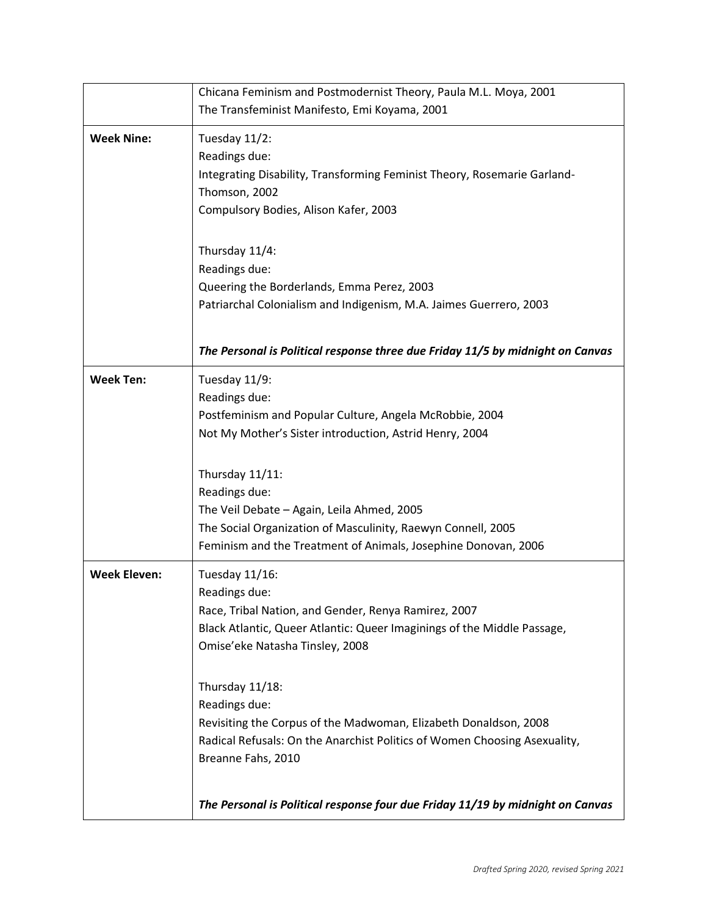| | |
|---|---|
| | Chicana Feminism and Postmodernist Theory, Paula M.L. Moya, 2001<br>The Transfeminist Manifesto, Emi Koyama, 2001 |
| **Week Nine:** | Tuesday 11/2:<br>Readings due:<br>Integrating Disability, Transforming Feminist Theory, Rosemarie Garland-Thomson, 2002<br>Compulsory Bodies, Alison Kafer, 2003<br><br>Thursday 11/4:<br>Readings due:<br>Queering the Borderlands, Emma Perez, 2003<br>Patriarchal Colonialism and Indigenism, M.A. Jaimes Guerrero, 2003<br><br>***The Personal is Political response three due Friday 11/5 by midnight on Canvas*** |
| **Week Ten:** | Tuesday 11/9:<br>Readings due:<br>Postfeminism and Popular Culture, Angela McRobbie, 2004<br>Not My Mother's Sister introduction, Astrid Henry, 2004<br><br>Thursday 11/11:<br>Readings due:<br>The Veil Debate – Again, Leila Ahmed, 2005<br>The Social Organization of Masculinity, Raewyn Connell, 2005<br>Feminism and the Treatment of Animals, Josephine Donovan, 2006 |
| **Week Eleven:** | Tuesday 11/16:<br>Readings due:<br>Race, Tribal Nation, and Gender, Renya Ramirez, 2007<br>Black Atlantic, Queer Atlantic: Queer Imaginings of the Middle Passage, Omise'eke Natasha Tinsley, 2008<br><br>Thursday 11/18:<br>Readings due:<br>Revisiting the Corpus of the Madwoman, Elizabeth Donaldson, 2008<br>Radical Refusals: On the Anarchist Politics of Women Choosing Asexuality, Breanne Fahs, 2010<br><br>***The Personal is Political response four due Friday 11/19 by midnight on Canvas*** |

*Drafted Spring 2020, revised Spring 2021*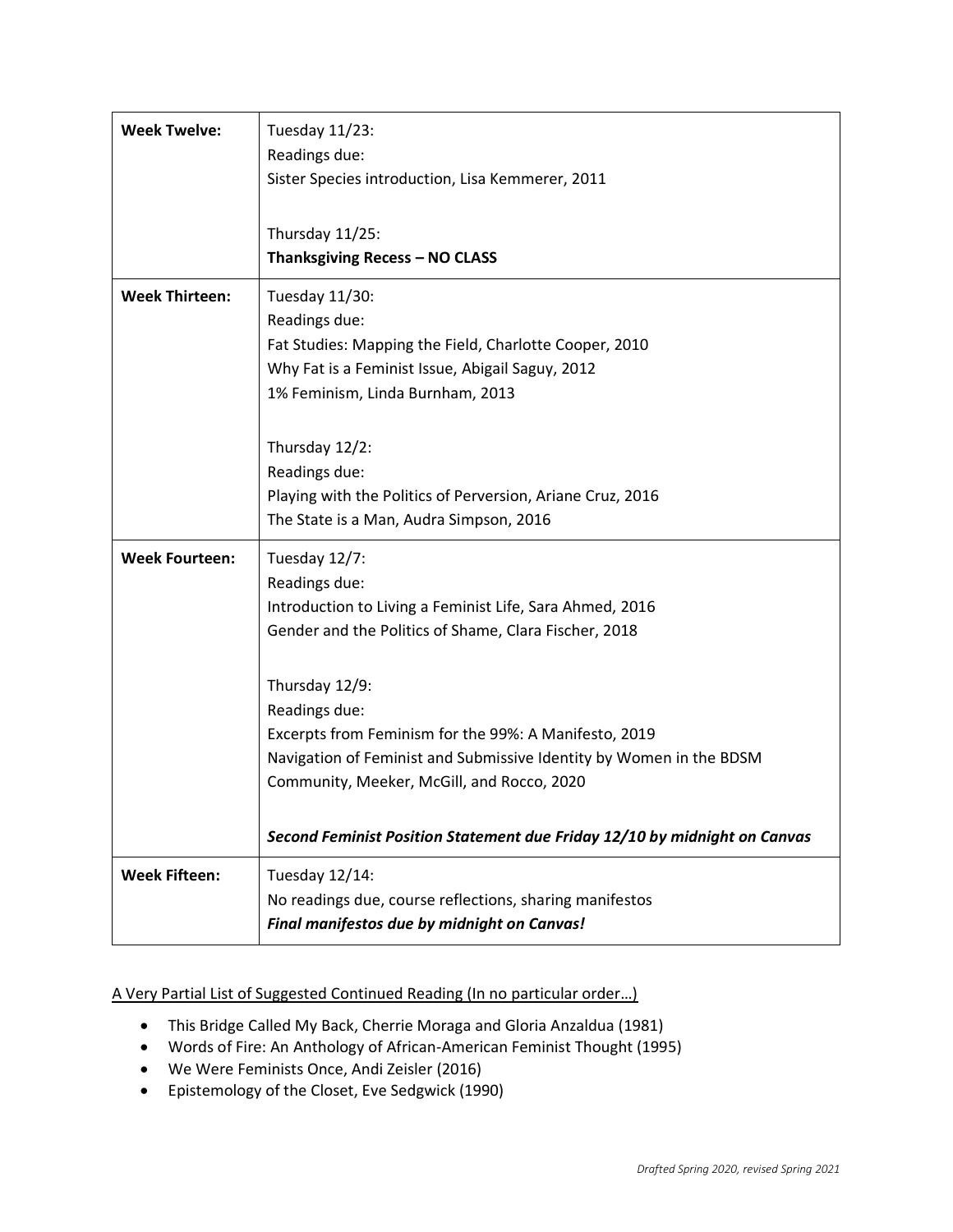| Week | Schedule |
|---|---|
| **Week Twelve:** | Tuesday 11/23:<br>Readings due:<br>Sister Species introduction, Lisa Kemmerer, 2011<br><br>Thursday 11/25:<br>**Thanksgiving Recess – NO CLASS** |
| **Week Thirteen:** | Tuesday 11/30:<br>Readings due:<br>Fat Studies: Mapping the Field, Charlotte Cooper, 2010<br>Why Fat is a Feminist Issue, Abigail Saguy, 2012<br>1% Feminism, Linda Burnham, 2013<br><br>Thursday 12/2:<br>Readings due:<br>Playing with the Politics of Perversion, Ariane Cruz, 2016<br>The State is a Man, Audra Simpson, 2016 |
| **Week Fourteen:** | Tuesday 12/7:<br>Readings due:<br>Introduction to Living a Feminist Life, Sara Ahmed, 2016<br>Gender and the Politics of Shame, Clara Fischer, 2018<br><br>Thursday 12/9:<br>Readings due:<br>Excerpts from Feminism for the 99%: A Manifesto, 2019<br>Navigation of Feminist and Submissive Identity by Women in the BDSM Community, Meeker, McGill, and Rocco, 2020<br><br>***Second Feminist Position Statement due Friday 12/10 by midnight on Canvas*** |
| **Week Fifteen:** | Tuesday 12/14:<br>No readings due, course reflections, sharing manifestos<br>***Final manifestos due by midnight on Canvas!*** |

<u>A Very Partial List of Suggested Continued Reading (In no particular order…)</u>

- This Bridge Called My Back, Cherrie Moraga and Gloria Anzaldua (1981)
- Words of Fire: An Anthology of African-American Feminist Thought (1995)
- We Were Feminists Once, Andi Zeisler (2016)
- Epistemology of the Closet, Eve Sedgwick (1990)

*Drafted Spring 2020, revised Spring 2021*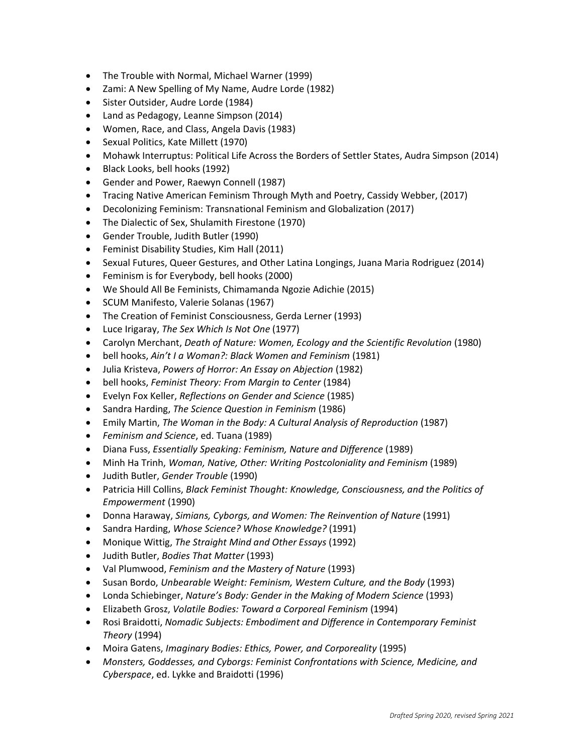- The Trouble with Normal, Michael Warner (1999)
- Zami: A New Spelling of My Name, Audre Lorde (1982)
- Sister Outsider, Audre Lorde (1984)
- Land as Pedagogy, Leanne Simpson (2014)
- Women, Race, and Class, Angela Davis (1983)
- Sexual Politics, Kate Millett (1970)
- Mohawk Interruptus: Political Life Across the Borders of Settler States, Audra Simpson (2014)
- Black Looks, bell hooks (1992)
- Gender and Power, Raewyn Connell (1987)
- Tracing Native American Feminism Through Myth and Poetry, Cassidy Webber, (2017)
- Decolonizing Feminism: Transnational Feminism and Globalization (2017)
- The Dialectic of Sex, Shulamith Firestone (1970)
- Gender Trouble, Judith Butler (1990)
- Feminist Disability Studies, Kim Hall (2011)
- Sexual Futures, Queer Gestures, and Other Latina Longings, Juana Maria Rodriguez (2014)
- Feminism is for Everybody, bell hooks (2000)
- We Should All Be Feminists, Chimamanda Ngozie Adichie (2015)
- SCUM Manifesto, Valerie Solanas (1967)
- The Creation of Feminist Consciousness, Gerda Lerner (1993)
- Luce Irigaray, *The Sex Which Is Not One* (1977)
- Carolyn Merchant, *Death of Nature: Women, Ecology and the Scientific Revolution* (1980)
- bell hooks, *Ain't I a Woman?: Black Women and Feminism* (1981)
- Julia Kristeva, *Powers of Horror: An Essay on Abjection* (1982)
- bell hooks, *Feminist Theory: From Margin to Center* (1984)
- Evelyn Fox Keller, *Reflections on Gender and Science* (1985)
- Sandra Harding, *The Science Question in Feminism* (1986)
- Emily Martin, *The Woman in the Body: A Cultural Analysis of Reproduction* (1987)
- *Feminism and Science*, ed. Tuana (1989)
- Diana Fuss, *Essentially Speaking: Feminism, Nature and Difference* (1989)
- Minh Ha Trinh, *Woman, Native, Other: Writing Postcoloniality and Feminism* (1989)
- Judith Butler, *Gender Trouble* (1990)
- Patricia Hill Collins, *Black Feminist Thought: Knowledge, Consciousness, and the Politics of Empowerment* (1990)
- Donna Haraway, *Simians, Cyborgs, and Women: The Reinvention of Nature* (1991)
- Sandra Harding, *Whose Science? Whose Knowledge?* (1991)
- Monique Wittig, *The Straight Mind and Other Essays* (1992)
- Judith Butler, *Bodies That Matter* (1993)
- Val Plumwood, *Feminism and the Mastery of Nature* (1993)
- Susan Bordo, *Unbearable Weight: Feminism, Western Culture, and the Body* (1993)
- Londa Schiebinger, *Nature's Body: Gender in the Making of Modern Science* (1993)
- Elizabeth Grosz, *Volatile Bodies: Toward a Corporeal Feminism* (1994)
- Rosi Braidotti, *Nomadic Subjects: Embodiment and Difference in Contemporary Feminist Theory* (1994)
- Moira Gatens, *Imaginary Bodies: Ethics, Power, and Corporeality* (1995)
- *Monsters, Goddesses, and Cyborgs: Feminist Confrontations with Science, Medicine, and Cyberspace*, ed. Lykke and Braidotti (1996)

*Drafted Spring 2020, revised Spring 2021*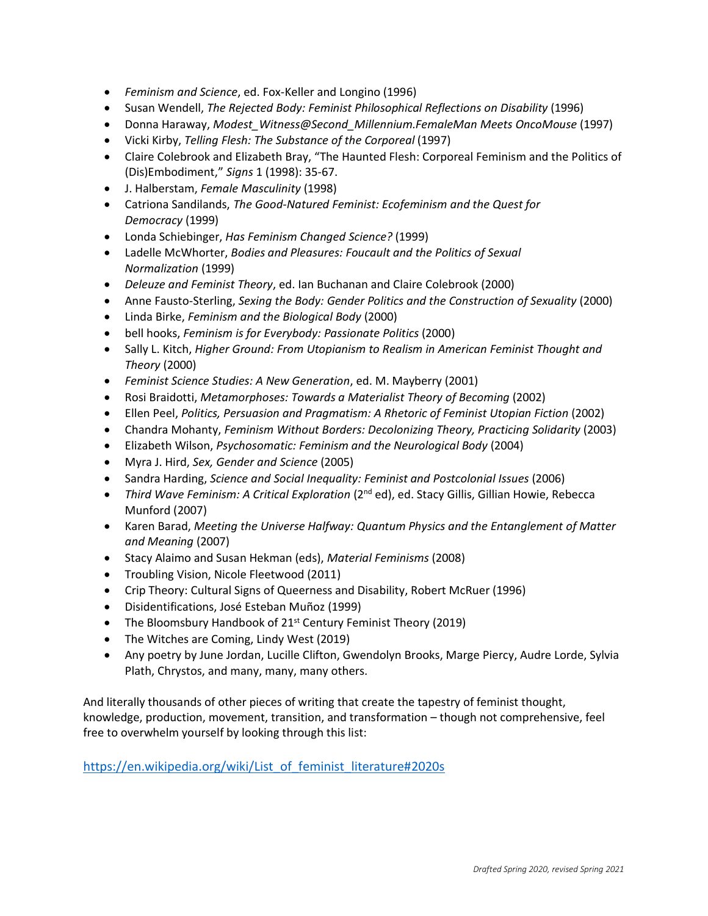- *Feminism and Science*, ed. Fox-Keller and Longino (1996)
- Susan Wendell, *The Rejected Body: Feminist Philosophical Reflections on Disability* (1996)
- Donna Haraway, *Modest_Witness@Second_Millennium.FemaleMan Meets OncoMouse* (1997)
- Vicki Kirby, *Telling Flesh: The Substance of the Corporeal* (1997)
- Claire Colebrook and Elizabeth Bray, "The Haunted Flesh: Corporeal Feminism and the Politics of (Dis)Embodiment," *Signs* 1 (1998): 35-67.
- J. Halberstam, *Female Masculinity* (1998)
- Catriona Sandilands, *The Good-Natured Feminist: Ecofeminism and the Quest for Democracy* (1999)
- Londa Schiebinger, *Has Feminism Changed Science?* (1999)
- Ladelle McWhorter, *Bodies and Pleasures: Foucault and the Politics of Sexual Normalization* (1999)
- *Deleuze and Feminist Theory*, ed. Ian Buchanan and Claire Colebrook (2000)
- Anne Fausto-Sterling, *Sexing the Body: Gender Politics and the Construction of Sexuality* (2000)
- Linda Birke, *Feminism and the Biological Body* (2000)
- bell hooks, *Feminism is for Everybody: Passionate Politics* (2000)
- Sally L. Kitch, *Higher Ground: From Utopianism to Realism in American Feminist Thought and Theory* (2000)
- *Feminist Science Studies: A New Generation*, ed. M. Mayberry (2001)
- Rosi Braidotti, *Metamorphoses: Towards a Materialist Theory of Becoming* (2002)
- Ellen Peel, *Politics, Persuasion and Pragmatism: A Rhetoric of Feminist Utopian Fiction* (2002)
- Chandra Mohanty, *Feminism Without Borders: Decolonizing Theory, Practicing Solidarity* (2003)
- Elizabeth Wilson, *Psychosomatic: Feminism and the Neurological Body* (2004)
- Myra J. Hird, *Sex, Gender and Science* (2005)
- Sandra Harding, *Science and Social Inequality: Feminist and Postcolonial Issues* (2006)
- *Third Wave Feminism: A Critical Exploration* (2nd ed), ed. Stacy Gillis, Gillian Howie, Rebecca Munford (2007)
- Karen Barad, *Meeting the Universe Halfway: Quantum Physics and the Entanglement of Matter and Meaning* (2007)
- Stacy Alaimo and Susan Hekman (eds), *Material Feminisms* (2008)
- Troubling Vision, Nicole Fleetwood (2011)
- Crip Theory: Cultural Signs of Queerness and Disability, Robert McRuer (1996)
- Disidentifications, José Esteban Muñoz (1999)
- The Bloomsbury Handbook of 21st Century Feminist Theory (2019)
- The Witches are Coming, Lindy West (2019)
- Any poetry by June Jordan, Lucille Clifton, Gwendolyn Brooks, Marge Piercy, Audre Lorde, Sylvia Plath, Chrystos, and many, many, many others.

And literally thousands of other pieces of writing that create the tapestry of feminist thought, knowledge, production, movement, transition, and transformation – though not comprehensive, feel free to overwhelm yourself by looking through this list:

https://en.wikipedia.org/wiki/List_of_feminist_literature#2020s

*Drafted Spring 2020, revised Spring 2021*